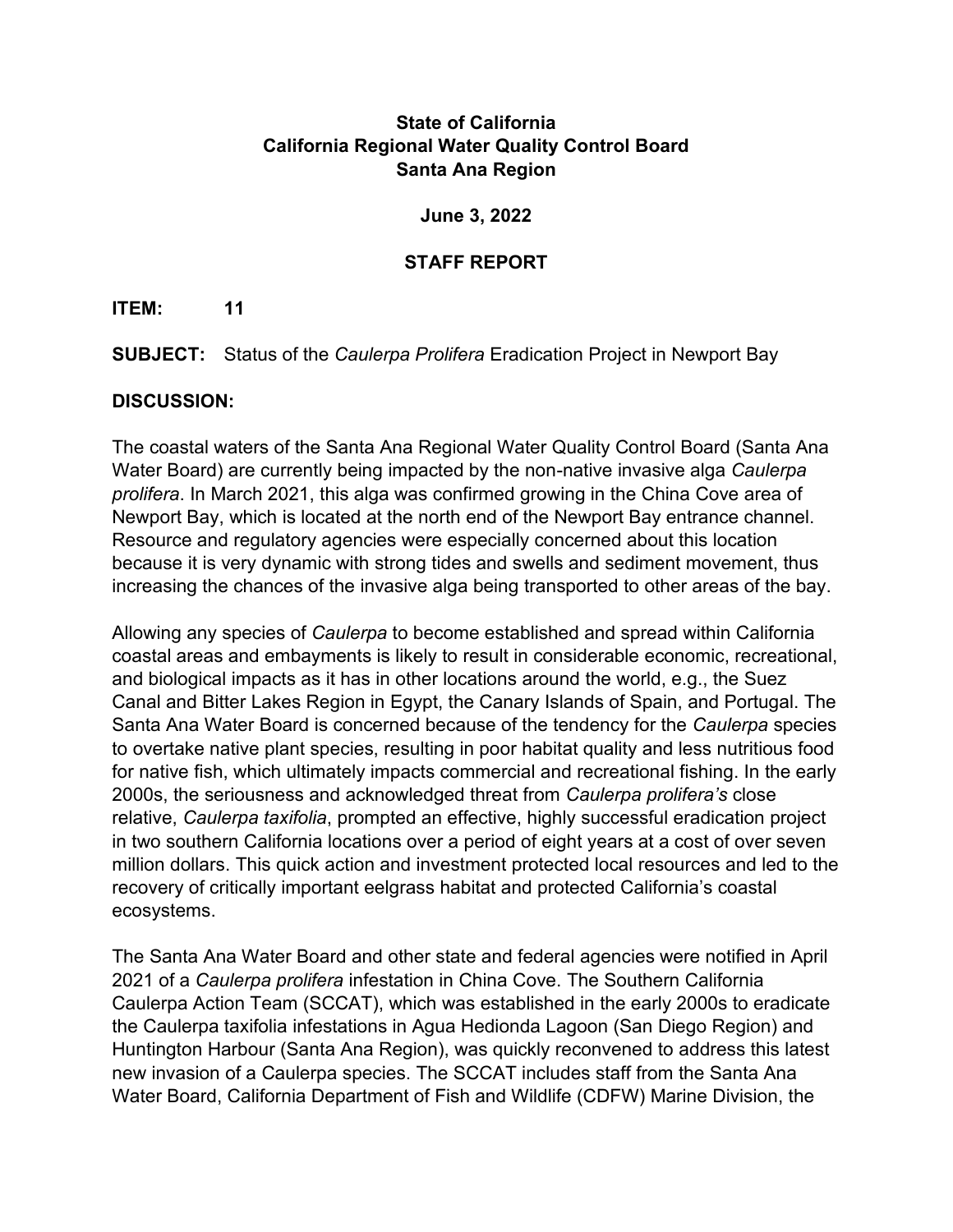**State of California**
**California Regional Water Quality Control Board**
**Santa Ana Region**

**June 3, 2022**

**STAFF REPORT**

**ITEM:** **11**

**SUBJECT:** Status of the *Caulerpa Prolifera* Eradication Project in Newport Bay

**DISCUSSION:**

The coastal waters of the Santa Ana Regional Water Quality Control Board (Santa Ana Water Board) are currently being impacted by the non-native invasive alga *Caulerpa prolifera*. In March 2021, this alga was confirmed growing in the China Cove area of Newport Bay, which is located at the north end of the Newport Bay entrance channel. Resource and regulatory agencies were especially concerned about this location because it is very dynamic with strong tides and swells and sediment movement, thus increasing the chances of the invasive alga being transported to other areas of the bay.

Allowing any species of *Caulerpa* to become established and spread within California coastal areas and embayments is likely to result in considerable economic, recreational, and biological impacts as it has in other locations around the world, e.g., the Suez Canal and Bitter Lakes Region in Egypt, the Canary Islands of Spain, and Portugal. The Santa Ana Water Board is concerned because of the tendency for the *Caulerpa* species to overtake native plant species, resulting in poor habitat quality and less nutritious food for native fish, which ultimately impacts commercial and recreational fishing. In the early 2000s, the seriousness and acknowledged threat from *Caulerpa prolifera's* close relative, *Caulerpa taxifolia*, prompted an effective, highly successful eradication project in two southern California locations over a period of eight years at a cost of over seven million dollars. This quick action and investment protected local resources and led to the recovery of critically important eelgrass habitat and protected California's coastal ecosystems.

The Santa Ana Water Board and other state and federal agencies were notified in April 2021 of a *Caulerpa prolifera* infestation in China Cove. The Southern California Caulerpa Action Team (SCCAT), which was established in the early 2000s to eradicate the Caulerpa taxifolia infestations in Agua Hedionda Lagoon (San Diego Region) and Huntington Harbour (Santa Ana Region), was quickly reconvened to address this latest new invasion of a Caulerpa species. The SCCAT includes staff from the Santa Ana Water Board, California Department of Fish and Wildlife (CDFW) Marine Division, the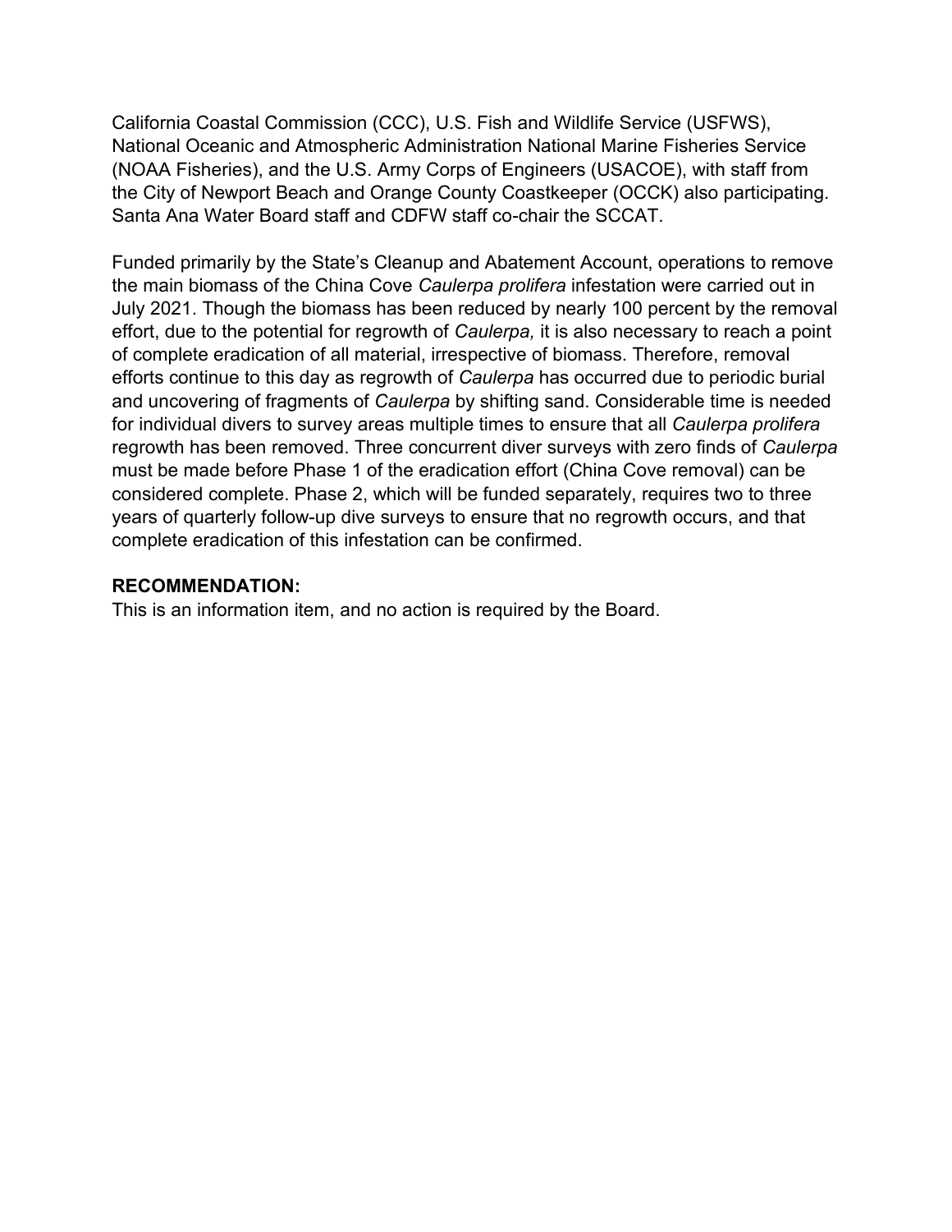California Coastal Commission (CCC), U.S. Fish and Wildlife Service (USFWS), National Oceanic and Atmospheric Administration National Marine Fisheries Service (NOAA Fisheries), and the U.S. Army Corps of Engineers (USACOE), with staff from the City of Newport Beach and Orange County Coastkeeper (OCCK) also participating. Santa Ana Water Board staff and CDFW staff co-chair the SCCAT.

Funded primarily by the State's Cleanup and Abatement Account, operations to remove the main biomass of the China Cove *Caulerpa prolifera* infestation were carried out in July 2021. Though the biomass has been reduced by nearly 100 percent by the removal effort, due to the potential for regrowth of *Caulerpa,* it is also necessary to reach a point of complete eradication of all material, irrespective of biomass. Therefore, removal efforts continue to this day as regrowth of *Caulerpa* has occurred due to periodic burial and uncovering of fragments of *Caulerpa* by shifting sand. Considerable time is needed for individual divers to survey areas multiple times to ensure that all *Caulerpa prolifera* regrowth has been removed. Three concurrent diver surveys with zero finds of *Caulerpa* must be made before Phase 1 of the eradication effort (China Cove removal) can be considered complete. Phase 2, which will be funded separately, requires two to three years of quarterly follow-up dive surveys to ensure that no regrowth occurs, and that complete eradication of this infestation can be confirmed.

**RECOMMENDATION:**

This is an information item, and no action is required by the Board.